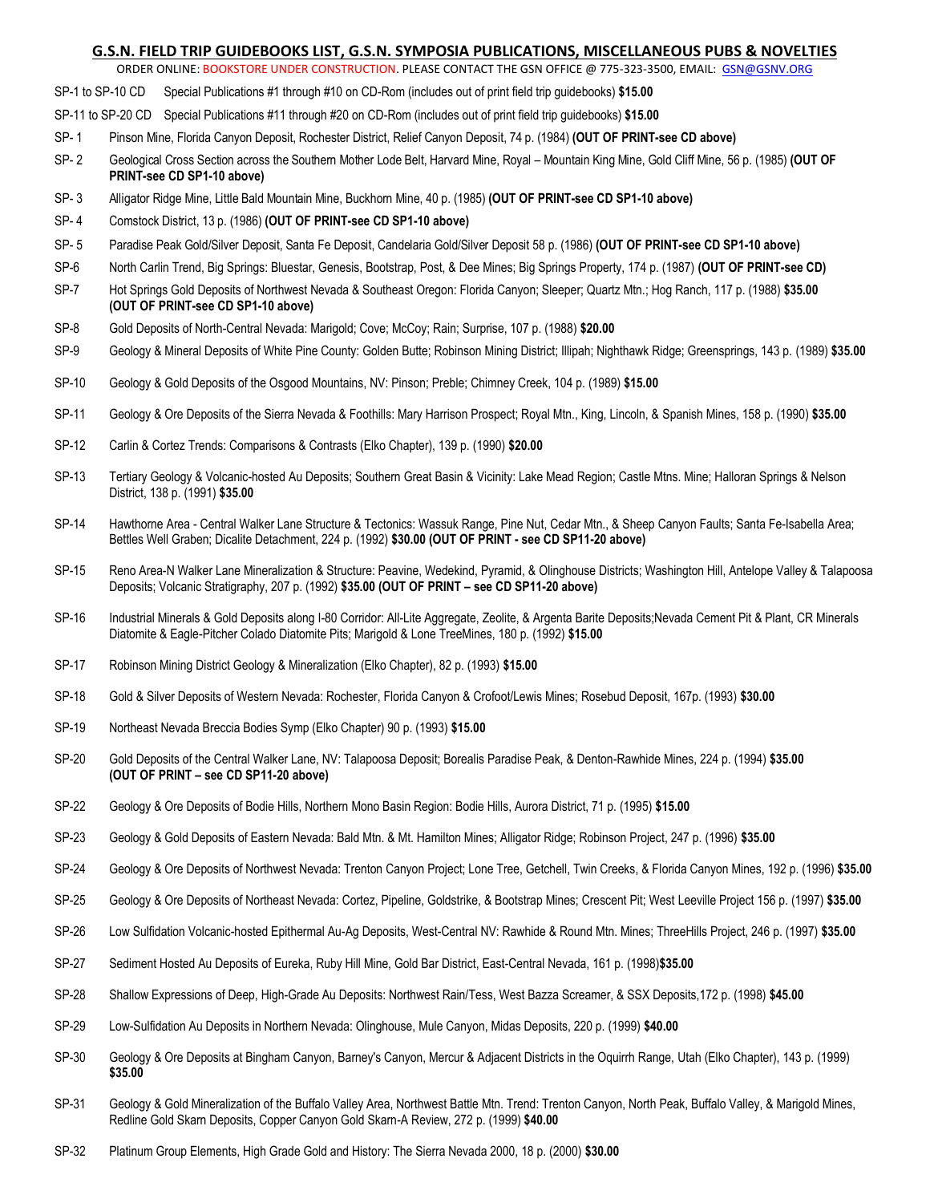## G.S.N. FIELD TRIP GUIDEBOOKS LIST, G.S.N. SYMPOSIA PUBLICATIONS, MISCELLANEOUS PUBS & NOVELTIES

ORDER ONLINE: BOOKSTORE UNDER CONSTRUCTION. PLEASE CONTACT THE GSN OFFICE @ 775-323-3500, EMAIL: GSN@GSNV.ORG

SP-1 to SP-10 CD Special Publications #1 through #10 on CD-Rom (includes out of print field trip guidebooks) **$15.00**

SP-11 to SP-20 CD Special Publications #11 through #20 on CD-Rom (includes out of print field trip guidebooks) **$15.00**

SP- 1 Pinson Mine, Florida Canyon Deposit, Rochester District, Relief Canyon Deposit, 74 p. (1984) **(OUT OF PRINT-see CD above)**

SP- 2 Geological Cross Section across the Southern Mother Lode Belt, Harvard Mine, Royal – Mountain King Mine, Gold Cliff Mine, 56 p. (1985) **(OUT OF PRINT-see CD SP1-10 above)**

SP- 3 Alligator Ridge Mine, Little Bald Mountain Mine, Buckhorn Mine, 40 p. (1985) **(OUT OF PRINT-see CD SP1-10 above)**

SP- 4 Comstock District, 13 p. (1986) **(OUT OF PRINT-see CD SP1-10 above)**

SP- 5 Paradise Peak Gold/Silver Deposit, Santa Fe Deposit, Candelaria Gold/Silver Deposit 58 p. (1986) **(OUT OF PRINT-see CD SP1-10 above)**

SP-6 North Carlin Trend, Big Springs: Bluestar, Genesis, Bootstrap, Post, & Dee Mines; Big Springs Property, 174 p. (1987) **(OUT OF PRINT-see CD)**

SP-7 Hot Springs Gold Deposits of Northwest Nevada & Southeast Oregon: Florida Canyon; Sleeper; Quartz Mtn.; Hog Ranch, 117 p. (1988) **$35.00 (OUT OF PRINT-see CD SP1-10 above)**

SP-8 Gold Deposits of North-Central Nevada: Marigold; Cove; McCoy; Rain; Surprise, 107 p. (1988) **$20.00**

SP-9 Geology & Mineral Deposits of White Pine County: Golden Butte; Robinson Mining District; Illipah; Nighthawk Ridge; Greensprings, 143 p. (1989) **$35.00**

SP-10 Geology & Gold Deposits of the Osgood Mountains, NV: Pinson; Preble; Chimney Creek, 104 p. (1989) **$15.00**

SP-11 Geology & Ore Deposits of the Sierra Nevada & Foothills: Mary Harrison Prospect; Royal Mtn., King, Lincoln, & Spanish Mines, 158 p. (1990) **$35.00**

SP-12 Carlin & Cortez Trends: Comparisons & Contrasts (Elko Chapter), 139 p. (1990) **$20.00**

SP-13 Tertiary Geology & Volcanic-hosted Au Deposits; Southern Great Basin & Vicinity: Lake Mead Region; Castle Mtns. Mine; Halloran Springs & Nelson District, 138 p. (1991) **$35.00**

SP-14 Hawthorne Area - Central Walker Lane Structure & Tectonics: Wassuk Range, Pine Nut, Cedar Mtn., & Sheep Canyon Faults; Santa Fe-Isabella Area; Bettles Well Graben; Dicalite Detachment, 224 p. (1992) **$30.00 (OUT OF PRINT - see CD SP11-20 above)**

SP-15 Reno Area-N Walker Lane Mineralization & Structure: Peavine, Wedekind, Pyramid, & Olinghouse Districts; Washington Hill, Antelope Valley & Talapoosa Deposits; Volcanic Stratigraphy, 207 p. (1992) **$35.00 (OUT OF PRINT – see CD SP11-20 above)**

SP-16 Industrial Minerals & Gold Deposits along I-80 Corridor: All-Lite Aggregate, Zeolite, & Argenta Barite Deposits;Nevada Cement Pit & Plant, CR Minerals Diatomite & Eagle-Pitcher Colado Diatomite Pits; Marigold & Lone TreeMines, 180 p. (1992) **$15.00**

SP-17 Robinson Mining District Geology & Mineralization (Elko Chapter), 82 p. (1993) **$15.00**

SP-18 Gold & Silver Deposits of Western Nevada: Rochester, Florida Canyon & Crofoot/Lewis Mines; Rosebud Deposit, 167p. (1993) **$30.00**

SP-19 Northeast Nevada Breccia Bodies Symp (Elko Chapter) 90 p. (1993) **$15.00**

SP-20 Gold Deposits of the Central Walker Lane, NV: Talapoosa Deposit; Borealis Paradise Peak, & Denton-Rawhide Mines, 224 p. (1994) **$35.00 (OUT OF PRINT – see CD SP11-20 above)**

SP-22 Geology & Ore Deposits of Bodie Hills, Northern Mono Basin Region: Bodie Hills, Aurora District, 71 p. (1995) **$15.00**

SP-23 Geology & Gold Deposits of Eastern Nevada: Bald Mtn. & Mt. Hamilton Mines; Alligator Ridge; Robinson Project, 247 p. (1996) **$35.00**

SP-24 Geology & Ore Deposits of Northwest Nevada: Trenton Canyon Project; Lone Tree, Getchell, Twin Creeks, & Florida Canyon Mines, 192 p. (1996) **$35.00**

SP-25 Geology & Ore Deposits of Northeast Nevada: Cortez, Pipeline, Goldstrike, & Bootstrap Mines; Crescent Pit; West Leeville Project 156 p. (1997) **$35.00**

SP-26 Low Sulfidation Volcanic-hosted Epithermal Au-Ag Deposits, West-Central NV: Rawhide & Round Mtn. Mines; ThreeHills Project, 246 p. (1997) **$35.00**

SP-27 Sediment Hosted Au Deposits of Eureka, Ruby Hill Mine, Gold Bar District, East-Central Nevada, 161 p. (1998)**$35.00**

SP-28 Shallow Expressions of Deep, High-Grade Au Deposits: Northwest Rain/Tess, West Bazza Screamer, & SSX Deposits,172 p. (1998) **$45.00**

SP-29 Low-Sulfidation Au Deposits in Northern Nevada: Olinghouse, Mule Canyon, Midas Deposits, 220 p. (1999) **$40.00**

SP-30 Geology & Ore Deposits at Bingham Canyon, Barney's Canyon, Mercur & Adjacent Districts in the Oquirrh Range, Utah (Elko Chapter), 143 p. (1999) **$35.00**

SP-31 Geology & Gold Mineralization of the Buffalo Valley Area, Northwest Battle Mtn. Trend: Trenton Canyon, North Peak, Buffalo Valley, & Marigold Mines, Redline Gold Skarn Deposits, Copper Canyon Gold Skarn-A Review, 272 p. (1999) **$40.00**

SP-32 Platinum Group Elements, High Grade Gold and History: The Sierra Nevada 2000, 18 p. (2000) **$30.00**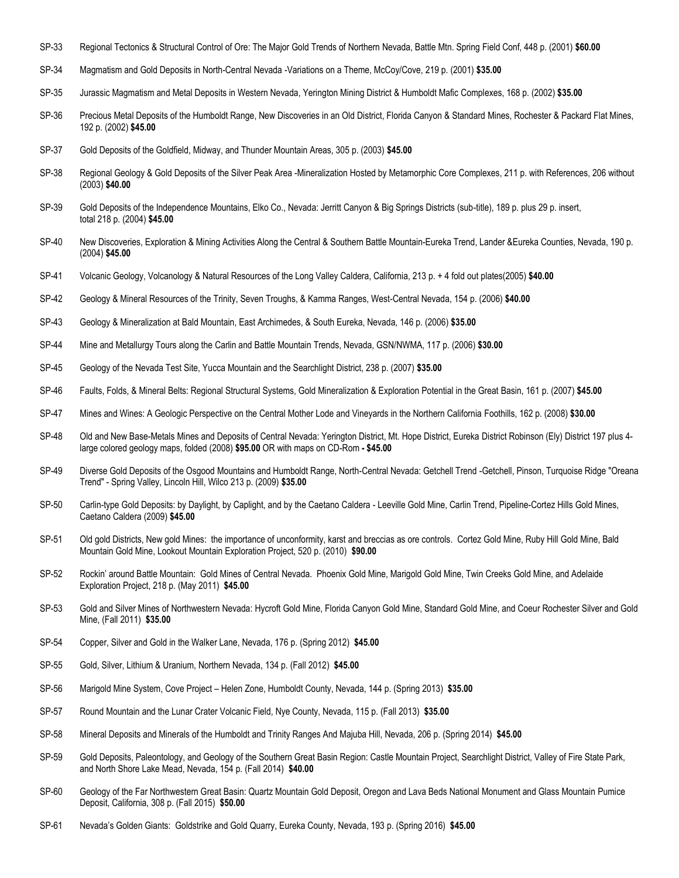SP-33 Regional Tectonics & Structural Control of Ore: The Major Gold Trends of Northern Nevada, Battle Mtn. Spring Field Conf, 448 p. (2001) **$60.00**

SP-34 Magmatism and Gold Deposits in North-Central Nevada -Variations on a Theme, McCoy/Cove, 219 p. (2001) **$35.00**

SP-35 Jurassic Magmatism and Metal Deposits in Western Nevada, Yerington Mining District & Humboldt Mafic Complexes, 168 p. (2002) **$35.00**

SP-36 Precious Metal Deposits of the Humboldt Range, New Discoveries in an Old District, Florida Canyon & Standard Mines, Rochester & Packard Flat Mines, 192 p. (2002) **$45.00**

SP-37 Gold Deposits of the Goldfield, Midway, and Thunder Mountain Areas, 305 p. (2003) **$45.00**

SP-38 Regional Geology & Gold Deposits of the Silver Peak Area -Mineralization Hosted by Metamorphic Core Complexes, 211 p. with References, 206 without (2003) **$40.00**

SP-39 Gold Deposits of the Independence Mountains, Elko Co., Nevada: Jerritt Canyon & Big Springs Districts (sub-title), 189 p. plus 29 p. insert, total 218 p. (2004) **$45.00**

SP-40 New Discoveries, Exploration & Mining Activities Along the Central & Southern Battle Mountain-Eureka Trend, Lander &Eureka Counties, Nevada, 190 p. (2004) **$45.00**

SP-41 Volcanic Geology, Volcanology & Natural Resources of the Long Valley Caldera, California, 213 p. + 4 fold out plates(2005) **$40.00**

SP-42 Geology & Mineral Resources of the Trinity, Seven Troughs, & Kamma Ranges, West-Central Nevada, 154 p. (2006) **$40.00**

SP-43 Geology & Mineralization at Bald Mountain, East Archimedes, & South Eureka, Nevada, 146 p. (2006) **$35.00**

SP-44 Mine and Metallurgy Tours along the Carlin and Battle Mountain Trends, Nevada, GSN/NWMA, 117 p. (2006) **$30.00**

SP-45 Geology of the Nevada Test Site, Yucca Mountain and the Searchlight District, 238 p. (2007) **$35.00**

SP-46 Faults, Folds, & Mineral Belts: Regional Structural Systems, Gold Mineralization & Exploration Potential in the Great Basin, 161 p. (2007) **$45.00**

SP-47 Mines and Wines: A Geologic Perspective on the Central Mother Lode and Vineyards in the Northern California Foothills, 162 p. (2008) **$30.00**

SP-48 Old and New Base-Metals Mines and Deposits of Central Nevada: Yerington District, Mt. Hope District, Eureka District Robinson (Ely) District 197 plus 4-large colored geology maps, folded (2008) **$95.00** OR with maps on CD-Rom **- $45.00**

SP-49 Diverse Gold Deposits of the Osgood Mountains and Humboldt Range, North-Central Nevada: Getchell Trend -Getchell, Pinson, Turquoise Ridge "Oreana Trend" - Spring Valley, Lincoln Hill, Wilco 213 p. (2009) **$35.00**

SP-50 Carlin-type Gold Deposits: by Daylight, by Caplight, and by the Caetano Caldera - Leeville Gold Mine, Carlin Trend, Pipeline-Cortez Hills Gold Mines, Caetano Caldera (2009) **$45.00**

SP-51 Old gold Districts, New gold Mines: the importance of unconformity, karst and breccias as ore controls. Cortez Gold Mine, Ruby Hill Gold Mine, Bald Mountain Gold Mine, Lookout Mountain Exploration Project, 520 p. (2010) **$90.00**

SP-52 Rockin' around Battle Mountain: Gold Mines of Central Nevada. Phoenix Gold Mine, Marigold Gold Mine, Twin Creeks Gold Mine, and Adelaide Exploration Project, 218 p. (May 2011) **$45.00**

SP-53 Gold and Silver Mines of Northwestern Nevada: Hycroft Gold Mine, Florida Canyon Gold Mine, Standard Gold Mine, and Coeur Rochester Silver and Gold Mine, (Fall 2011) **$35.00**

SP-54 Copper, Silver and Gold in the Walker Lane, Nevada, 176 p. (Spring 2012) **$45.00**

SP-55 Gold, Silver, Lithium & Uranium, Northern Nevada, 134 p. (Fall 2012) **$45.00**

SP-56 Marigold Mine System, Cove Project – Helen Zone, Humboldt County, Nevada, 144 p. (Spring 2013) **$35.00**

SP-57 Round Mountain and the Lunar Crater Volcanic Field, Nye County, Nevada, 115 p. (Fall 2013) **$35.00**

SP-58 Mineral Deposits and Minerals of the Humboldt and Trinity Ranges And Majuba Hill, Nevada, 206 p. (Spring 2014) **$45.00**

SP-59 Gold Deposits, Paleontology, and Geology of the Southern Great Basin Region: Castle Mountain Project, Searchlight District, Valley of Fire State Park, and North Shore Lake Mead, Nevada, 154 p. (Fall 2014) **$40.00**

SP-60 Geology of the Far Northwestern Great Basin: Quartz Mountain Gold Deposit, Oregon and Lava Beds National Monument and Glass Mountain Pumice Deposit, California, 308 p. (Fall 2015) **$50.00**

SP-61 Nevada's Golden Giants: Goldstrike and Gold Quarry, Eureka County, Nevada, 193 p. (Spring 2016) **$45.00**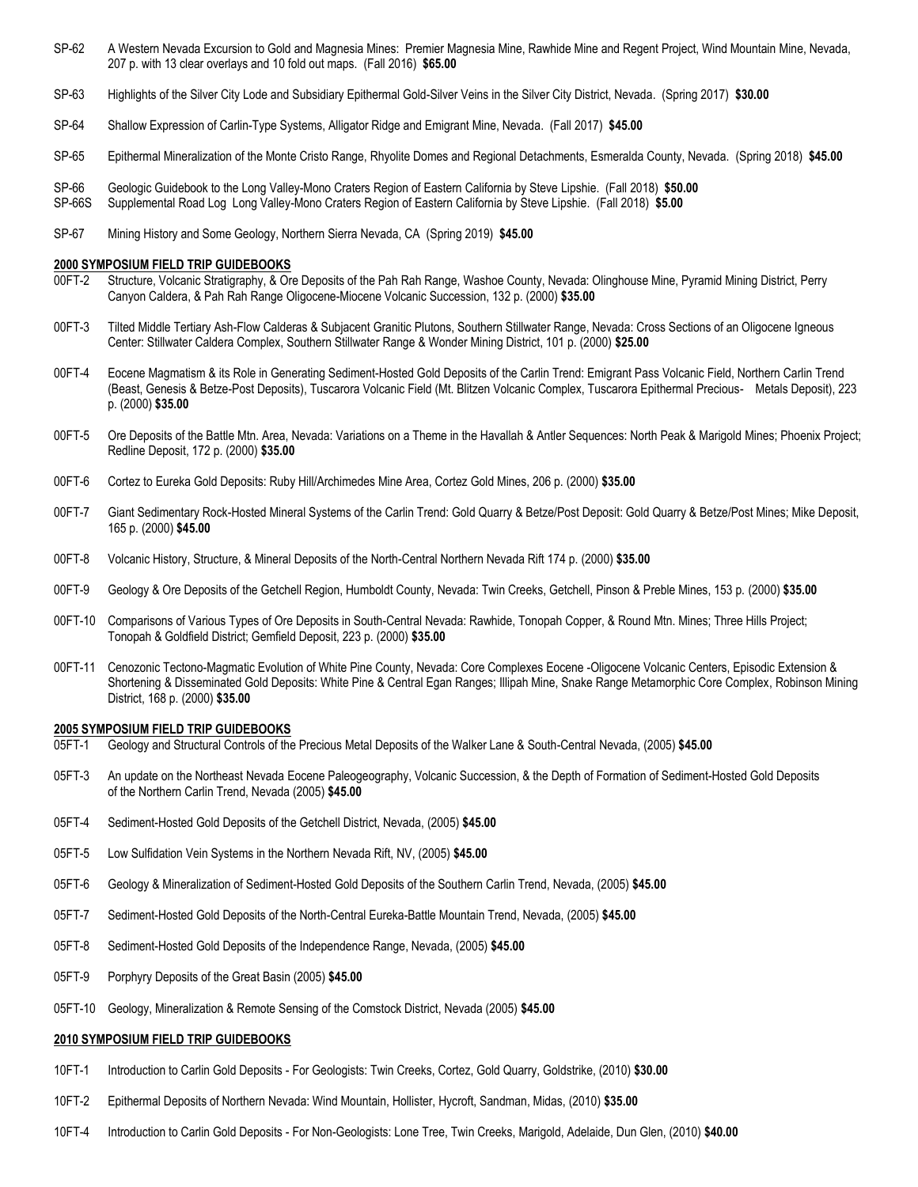SP-62 A Western Nevada Excursion to Gold and Magnesia Mines: Premier Magnesia Mine, Rawhide Mine and Regent Project, Wind Mountain Mine, Nevada, 207 p. with 13 clear overlays and 10 fold out maps. (Fall 2016) **$65.00**

SP-63 Highlights of the Silver City Lode and Subsidiary Epithermal Gold-Silver Veins in the Silver City District, Nevada. (Spring 2017) **$30.00**

SP-64 Shallow Expression of Carlin-Type Systems, Alligator Ridge and Emigrant Mine, Nevada. (Fall 2017) **$45.00**

SP-65 Epithermal Mineralization of the Monte Cristo Range, Rhyolite Domes and Regional Detachments, Esmeralda County, Nevada. (Spring 2018) **$45.00**

SP-66 Geologic Guidebook to the Long Valley-Mono Craters Region of Eastern California by Steve Lipshie. (Fall 2018) **$50.00**
SP-66S Supplemental Road Log Long Valley-Mono Craters Region of Eastern California by Steve Lipshie. (Fall 2018) **$5.00**

SP-67 Mining History and Some Geology, Northern Sierra Nevada, CA (Spring 2019) **$45.00**

**2000 SYMPOSIUM FIELD TRIP GUIDEBOOKS**

00FT-2 Structure, Volcanic Stratigraphy, & Ore Deposits of the Pah Rah Range, Washoe County, Nevada: Olinghouse Mine, Pyramid Mining District, Perry Canyon Caldera, & Pah Rah Range Oligocene-Miocene Volcanic Succession, 132 p. (2000) **$35.00**

00FT-3 Tilted Middle Tertiary Ash-Flow Calderas & Subjacent Granitic Plutons, Southern Stillwater Range, Nevada: Cross Sections of an Oligocene Igneous Center: Stillwater Caldera Complex, Southern Stillwater Range & Wonder Mining District, 101 p. (2000) **$25.00**

00FT-4 Eocene Magmatism & its Role in Generating Sediment-Hosted Gold Deposits of the Carlin Trend: Emigrant Pass Volcanic Field, Northern Carlin Trend (Beast, Genesis & Betze-Post Deposits), Tuscarora Volcanic Field (Mt. Blitzen Volcanic Complex, Tuscarora Epithermal Precious- Metals Deposit), 223 p. (2000) **$35.00**

00FT-5 Ore Deposits of the Battle Mtn. Area, Nevada: Variations on a Theme in the Havallah & Antler Sequences: North Peak & Marigold Mines; Phoenix Project; Redline Deposit, 172 p. (2000) **$35.00**

00FT-6 Cortez to Eureka Gold Deposits: Ruby Hill/Archimedes Mine Area, Cortez Gold Mines, 206 p. (2000) **$35.00**

00FT-7 Giant Sedimentary Rock-Hosted Mineral Systems of the Carlin Trend: Gold Quarry & Betze/Post Deposit: Gold Quarry & Betze/Post Mines; Mike Deposit, 165 p. (2000) **$45.00**

00FT-8 Volcanic History, Structure, & Mineral Deposits of the North-Central Northern Nevada Rift 174 p. (2000) **$35.00**

00FT-9 Geology & Ore Deposits of the Getchell Region, Humboldt County, Nevada: Twin Creeks, Getchell, Pinson & Preble Mines, 153 p. (2000) **$35.00**

00FT-10 Comparisons of Various Types of Ore Deposits in South-Central Nevada: Rawhide, Tonopah Copper, & Round Mtn. Mines; Three Hills Project; Tonopah & Goldfield District; Gemfield Deposit, 223 p. (2000) **$35.00**

00FT-11 Cenozonic Tectono-Magmatic Evolution of White Pine County, Nevada: Core Complexes Eocene -Oligocene Volcanic Centers, Episodic Extension & Shortening & Disseminated Gold Deposits: White Pine & Central Egan Ranges; Illipah Mine, Snake Range Metamorphic Core Complex, Robinson Mining District, 168 p. (2000) **$35.00**

**2005 SYMPOSIUM FIELD TRIP GUIDEBOOKS**

05FT-1 Geology and Structural Controls of the Precious Metal Deposits of the Walker Lane & South-Central Nevada, (2005) **$45.00**

05FT-3 An update on the Northeast Nevada Eocene Paleogeography, Volcanic Succession, & the Depth of Formation of Sediment-Hosted Gold Deposits of the Northern Carlin Trend, Nevada (2005) **$45.00**

05FT-4 Sediment-Hosted Gold Deposits of the Getchell District, Nevada, (2005) **$45.00**

05FT-5 Low Sulfidation Vein Systems in the Northern Nevada Rift, NV, (2005) **$45.00**

05FT-6 Geology & Mineralization of Sediment-Hosted Gold Deposits of the Southern Carlin Trend, Nevada, (2005) **$45.00**

05FT-7 Sediment-Hosted Gold Deposits of the North-Central Eureka-Battle Mountain Trend, Nevada, (2005) **$45.00**

05FT-8 Sediment-Hosted Gold Deposits of the Independence Range, Nevada, (2005) **$45.00**

05FT-9 Porphyry Deposits of the Great Basin (2005) **$45.00**

05FT-10 Geology, Mineralization & Remote Sensing of the Comstock District, Nevada (2005) **$45.00**

**2010 SYMPOSIUM FIELD TRIP GUIDEBOOKS**

10FT-1 Introduction to Carlin Gold Deposits - For Geologists: Twin Creeks, Cortez, Gold Quarry, Goldstrike, (2010) **$30.00**

10FT-2 Epithermal Deposits of Northern Nevada: Wind Mountain, Hollister, Hycroft, Sandman, Midas, (2010) **$35.00**

10FT-4 Introduction to Carlin Gold Deposits - For Non-Geologists: Lone Tree, Twin Creeks, Marigold, Adelaide, Dun Glen, (2010) **$40.00**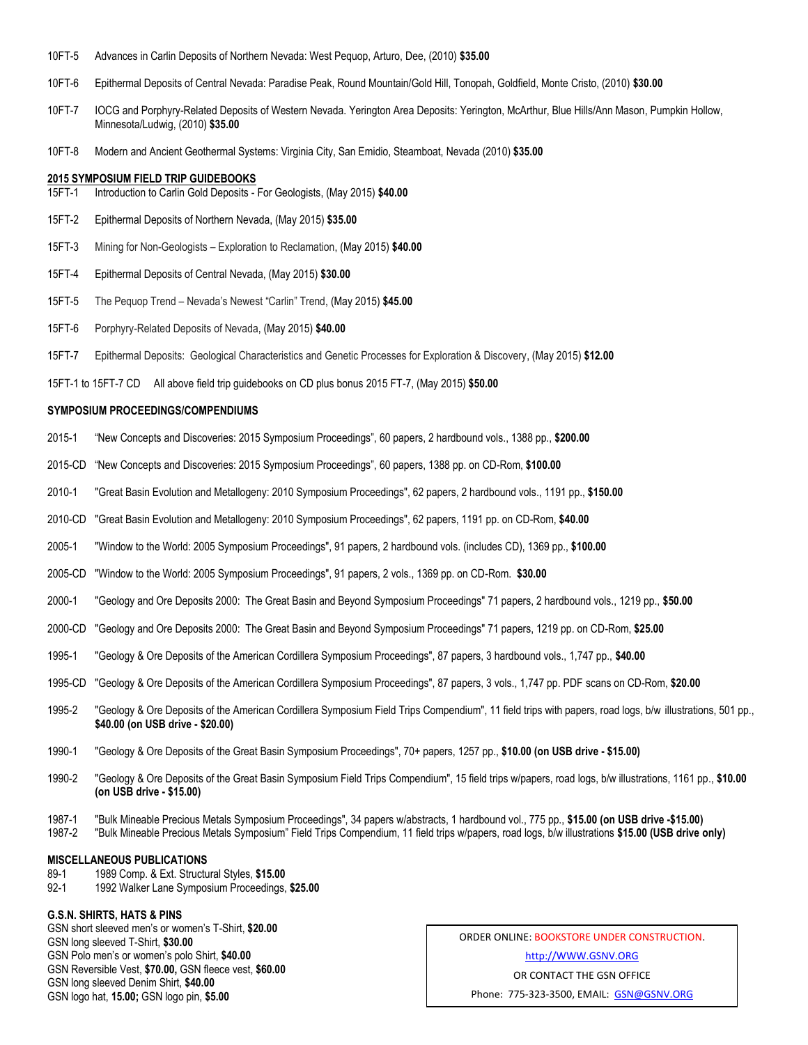10FT-5 Advances in Carlin Deposits of Northern Nevada: West Pequop, Arturo, Dee, (2010) **$35.00**

10FT-6 Epithermal Deposits of Central Nevada: Paradise Peak, Round Mountain/Gold Hill, Tonopah, Goldfield, Monte Cristo, (2010) **$30.00**

10FT-7 IOCG and Porphyry-Related Deposits of Western Nevada. Yerington Area Deposits: Yerington, McArthur, Blue Hills/Ann Mason, Pumpkin Hollow, Minnesota/Ludwig, (2010) **$35.00**

10FT-8 Modern and Ancient Geothermal Systems: Virginia City, San Emidio, Steamboat, Nevada (2010) **$35.00**

**2015 SYMPOSIUM FIELD TRIP GUIDEBOOKS**

15FT-1 Introduction to Carlin Gold Deposits - For Geologists, (May 2015) **$40.00**

15FT-2 Epithermal Deposits of Northern Nevada, (May 2015) **$35.00**

15FT-3 Mining for Non-Geologists – Exploration to Reclamation, (May 2015) **$40.00**

15FT-4 Epithermal Deposits of Central Nevada, (May 2015) **$30.00**

15FT-5 The Pequop Trend – Nevada's Newest "Carlin" Trend, (May 2015) **$45.00**

15FT-6 Porphyry-Related Deposits of Nevada, (May 2015) **$40.00**

15FT-7 Epithermal Deposits: Geological Characteristics and Genetic Processes for Exploration & Discovery, (May 2015) **$12.00**

15FT-1 to 15FT-7 CD All above field trip guidebooks on CD plus bonus 2015 FT-7, (May 2015) **$50.00**

**SYMPOSIUM PROCEEDINGS/COMPENDIUMS**

2015-1 "New Concepts and Discoveries: 2015 Symposium Proceedings", 60 papers, 2 hardbound vols., 1388 pp., **$200.00**

2015-CD "New Concepts and Discoveries: 2015 Symposium Proceedings", 60 papers, 1388 pp. on CD-Rom, **$100.00**

2010-1 "Great Basin Evolution and Metallogeny: 2010 Symposium Proceedings", 62 papers, 2 hardbound vols., 1191 pp., **$150.00**

2010-CD "Great Basin Evolution and Metallogeny: 2010 Symposium Proceedings", 62 papers, 1191 pp. on CD-Rom, **$40.00**

2005-1 "Window to the World: 2005 Symposium Proceedings", 91 papers, 2 hardbound vols. (includes CD), 1369 pp., **$100.00**

2005-CD "Window to the World: 2005 Symposium Proceedings", 91 papers, 2 vols., 1369 pp. on CD-Rom. **$30.00**

2000-1 "Geology and Ore Deposits 2000: The Great Basin and Beyond Symposium Proceedings" 71 papers, 2 hardbound vols., 1219 pp., **$50.00**

2000-CD "Geology and Ore Deposits 2000: The Great Basin and Beyond Symposium Proceedings" 71 papers, 1219 pp. on CD-Rom, **$25.00**

1995-1 "Geology & Ore Deposits of the American Cordillera Symposium Proceedings", 87 papers, 3 hardbound vols., 1,747 pp., **$40.00**

1995-CD "Geology & Ore Deposits of the American Cordillera Symposium Proceedings", 87 papers, 3 vols., 1,747 pp. PDF scans on CD-Rom, **$20.00**

1995-2 "Geology & Ore Deposits of the American Cordillera Symposium Field Trips Compendium", 11 field trips with papers, road logs, b/w illustrations, 501 pp., **$40.00 (on USB drive - $20.00)**

1990-1 "Geology & Ore Deposits of the Great Basin Symposium Proceedings", 70+ papers, 1257 pp., **$10.00 (on USB drive - $15.00)**

1990-2 "Geology & Ore Deposits of the Great Basin Symposium Field Trips Compendium", 15 field trips w/papers, road logs, b/w illustrations, 1161 pp., **$10.00 (on USB drive - $15.00)**

1987-1 "Bulk Mineable Precious Metals Symposium Proceedings", 34 papers w/abstracts, 1 hardbound vol., 775 pp., **$15.00 (on USB drive -$15.00)**
1987-2 "Bulk Mineable Precious Metals Symposium" Field Trips Compendium, 11 field trips w/papers, road logs, b/w illustrations **$15.00 (USB drive only)**

**MISCELLANEOUS PUBLICATIONS**

89-1 1989 Comp. & Ext. Structural Styles, **$15.00**
92-1 1992 Walker Lane Symposium Proceedings, **$25.00**

**G.S.N. SHIRTS, HATS & PINS**

GSN short sleeved men's or women's T-Shirt, **$20.00**
GSN long sleeved T-Shirt, **$30.00**
GSN Polo men's or women's polo Shirt, **$40.00**
GSN Reversible Vest, **$70.00,** GSN fleece vest, **$60.00**
GSN long sleeved Denim Shirt, **$40.00**
GSN logo hat, **15.00;** GSN logo pin, **$5.00**

ORDER ONLINE: BOOKSTORE UNDER CONSTRUCTION.

http://WWW.GSNV.ORG

OR CONTACT THE GSN OFFICE

Phone: 775-323-3500, EMAIL: GSN@GSNV.ORG